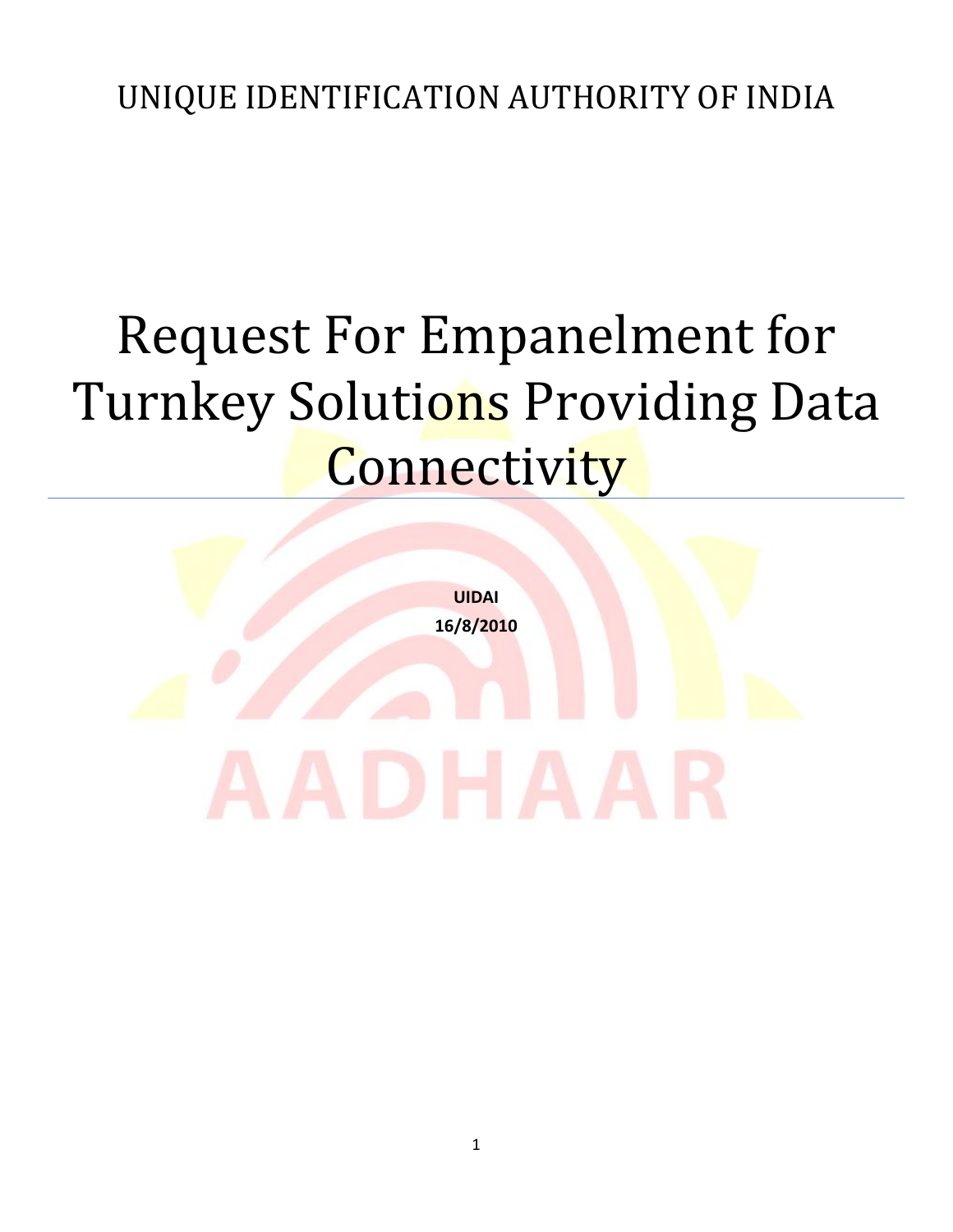UNIQUE IDENTIFICATION AUTHORITY OF INDIA

# Request For Empanelment for Turnkey Solutions Providing Data Connectivity

**UIDAI**

**16/8/2010**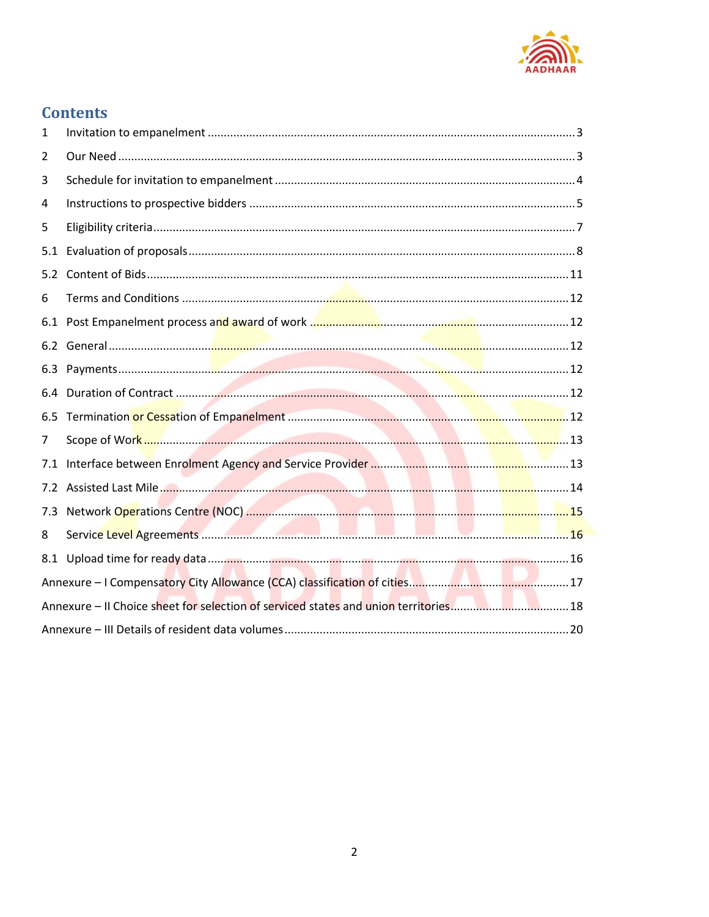# Contents

1 Invitation to empanelment ..... 3

2 Our Need ..... 3

3 Schedule for invitation to empanelment ..... 4

4 Instructions to prospective bidders ..... 5

5 Eligibility criteria ..... 7

5.1 Evaluation of proposals ..... 8

5.2 Content of Bids ..... 11

6 Terms and Conditions ..... 12

6.1 Post Empanelment process and award of work ..... 12

6.2 General ..... 12

6.3 Payments ..... 12

6.4 Duration of Contract ..... 12

6.5 Termination or Cessation of Empanelment ..... 12

7 Scope of Work ..... 13

7.1 Interface between Enrolment Agency and Service Provider ..... 13

7.2 Assisted Last Mile ..... 14

7.3 Network Operations Centre (NOC) ..... 15

8 Service Level Agreements ..... 16

8.1 Upload time for ready data ..... 16

Annexure – I Compensatory City Allowance (CCA) classification of cities ..... 17

Annexure – II Choice sheet for selection of serviced states and union territories ..... 18

Annexure – III Details of resident data volumes ..... 20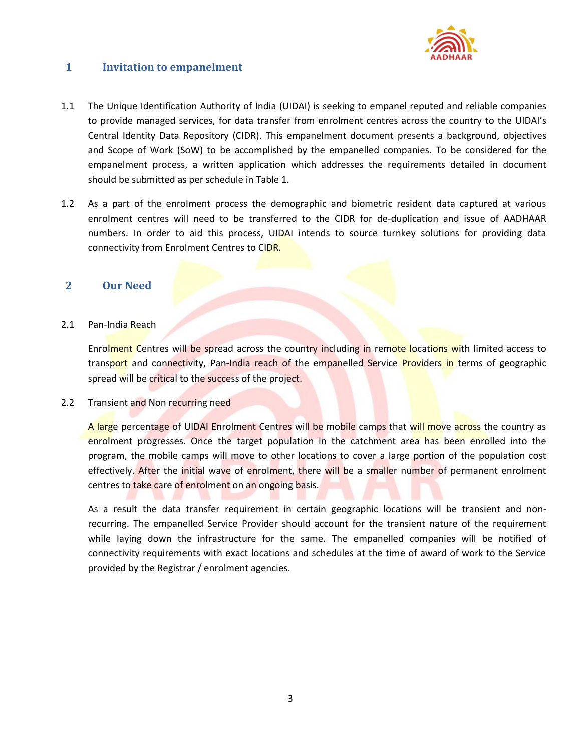# 1 Invitation to empanelment

1.1 The Unique Identification Authority of India (UIDAI) is seeking to empanel reputed and reliable companies to provide managed services, for data transfer from enrolment centres across the country to the UIDAI's Central Identity Data Repository (CIDR). This empanelment document presents a background, objectives and Scope of Work (SoW) to be accomplished by the empanelled companies. To be considered for the empanelment process, a written application which addresses the requirements detailed in document should be submitted as per schedule in Table 1.

1.2 As a part of the enrolment process the demographic and biometric resident data captured at various enrolment centres will need to be transferred to the CIDR for de-duplication and issue of AADHAAR numbers. In order to aid this process, UIDAI intends to source turnkey solutions for providing data connectivity from Enrolment Centres to CIDR.

# 2 Our Need

2.1 Pan-India Reach

Enrolment Centres will be spread across the country including in remote locations with limited access to transport and connectivity, Pan-India reach of the empanelled Service Providers in terms of geographic spread will be critical to the success of the project.

2.2 Transient and Non recurring need

A large percentage of UIDAI Enrolment Centres will be mobile camps that will move across the country as enrolment progresses. Once the target population in the catchment area has been enrolled into the program, the mobile camps will move to other locations to cover a large portion of the population cost effectively. After the initial wave of enrolment, there will be a smaller number of permanent enrolment centres to take care of enrolment on an ongoing basis.

As a result the data transfer requirement in certain geographic locations will be transient and non-recurring. The empanelled Service Provider should account for the transient nature of the requirement while laying down the infrastructure for the same. The empanelled companies will be notified of connectivity requirements with exact locations and schedules at the time of award of work to the Service provided by the Registrar / enrolment agencies.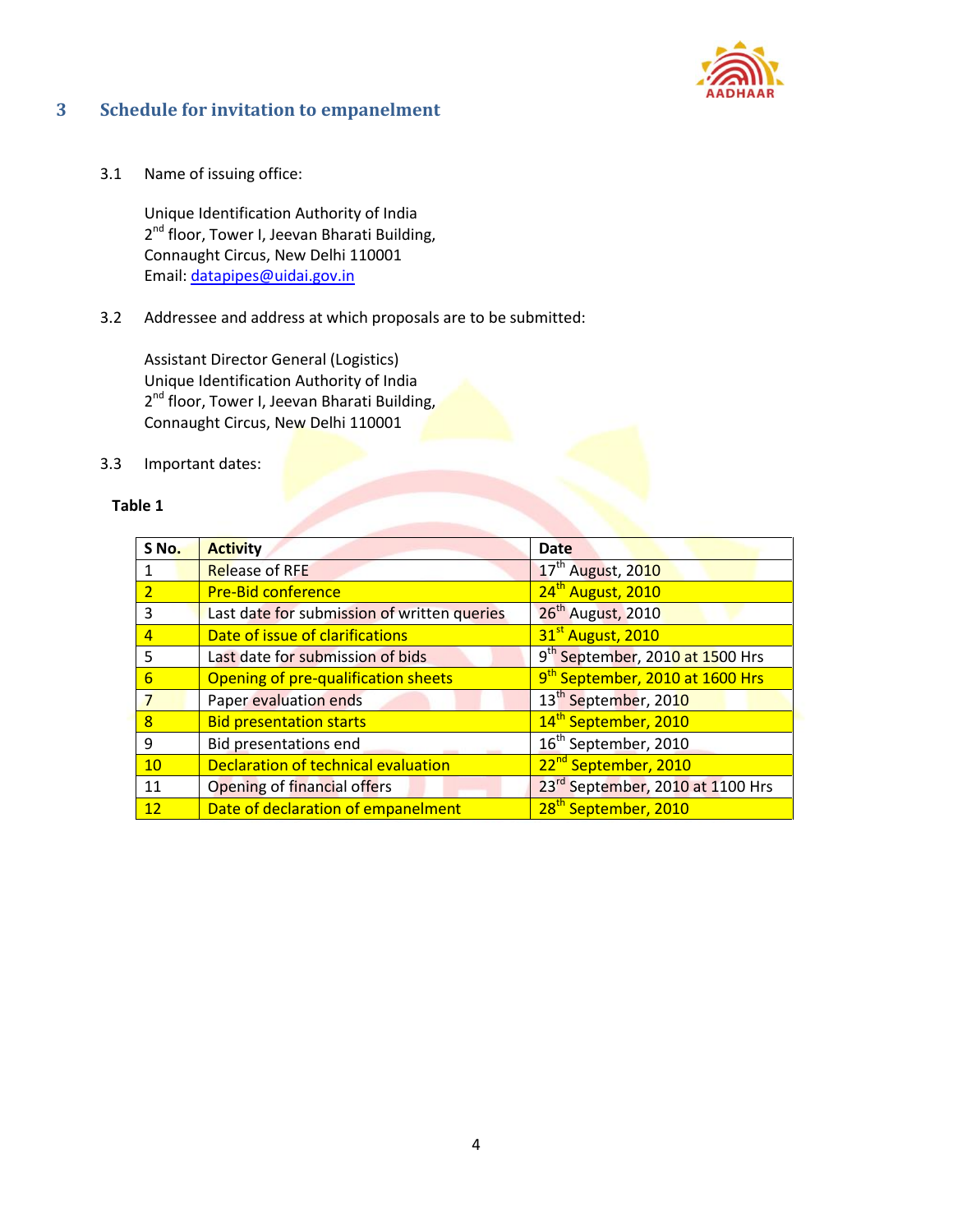# 3 Schedule for invitation to empanelment

3.1 Name of issuing office:

Unique Identification Authority of India
2nd floor, Tower I, Jeevan Bharati Building,
Connaught Circus, New Delhi 110001
Email: datapipes@uidai.gov.in

3.2 Addressee and address at which proposals are to be submitted:

Assistant Director General (Logistics)
Unique Identification Authority of India
2nd floor, Tower I, Jeevan Bharati Building,
Connaught Circus, New Delhi 110001

3.3 Important dates:

**Table 1**

| S No. | Activity | Date |
|---|---|---|
| 1 | Release of RFE | 17th August, 2010 |
| 2 | Pre-Bid conference | 24th August, 2010 |
| 3 | Last date for submission of written queries | 26th August, 2010 |
| 4 | Date of issue of clarifications | 31st August, 2010 |
| 5 | Last date for submission of bids | 9th September, 2010 at 1500 Hrs |
| 6 | Opening of pre-qualification sheets | 9th September, 2010 at 1600 Hrs |
| 7 | Paper evaluation ends | 13th September, 2010 |
| 8 | Bid presentation starts | 14th September, 2010 |
| 9 | Bid presentations end | 16th September, 2010 |
| 10 | Declaration of technical evaluation | 22nd September, 2010 |
| 11 | Opening of financial offers | 23rd September, 2010 at 1100 Hrs |
| 12 | Date of declaration of empanelment | 28th September, 2010 |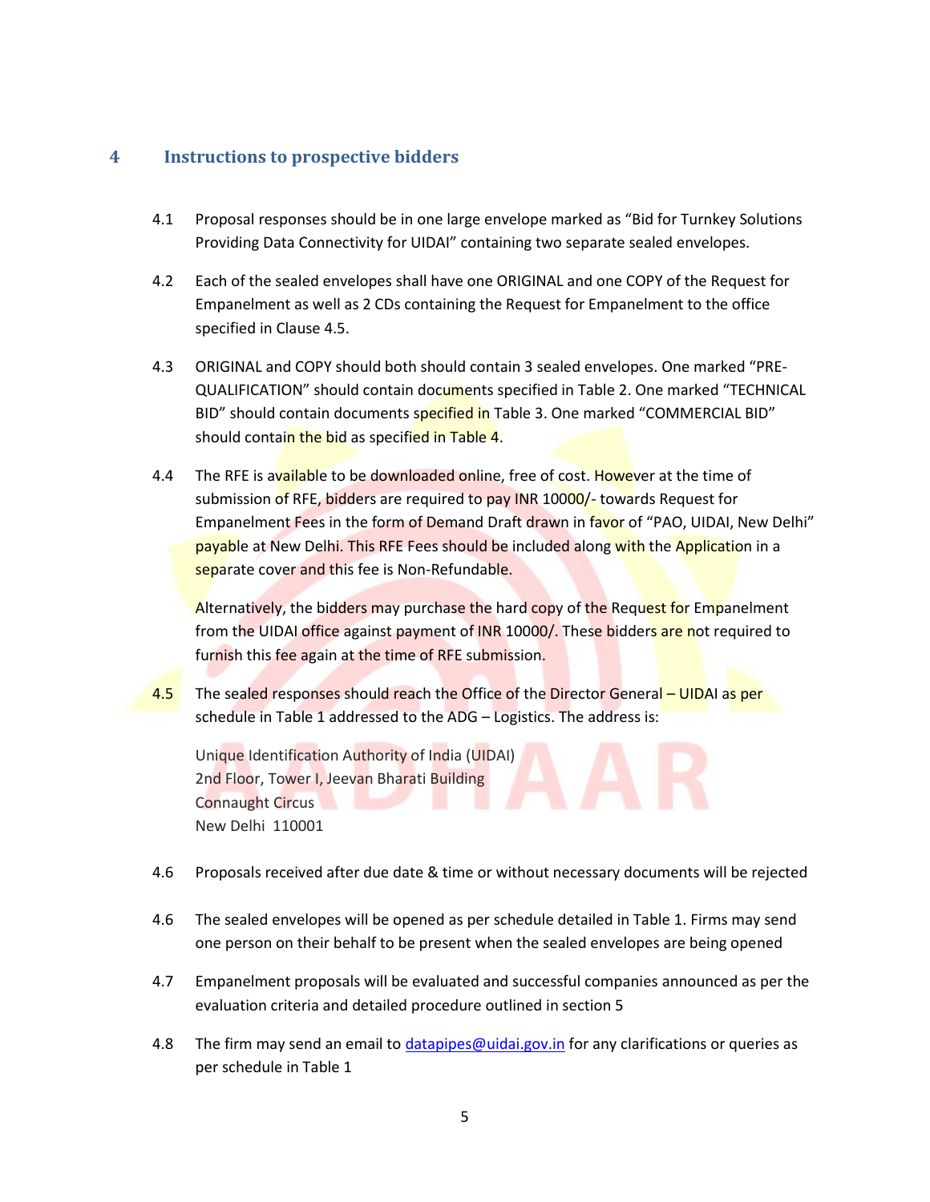## 4 Instructions to prospective bidders

4.1 Proposal responses should be in one large envelope marked as "Bid for Turnkey Solutions Providing Data Connectivity for UIDAI" containing two separate sealed envelopes.

4.2 Each of the sealed envelopes shall have one ORIGINAL and one COPY of the Request for Empanelment as well as 2 CDs containing the Request for Empanelment to the office specified in Clause 4.5.

4.3 ORIGINAL and COPY should both should contain 3 sealed envelopes. One marked "PRE-QUALIFICATION" should contain documents specified in Table 2. One marked "TECHNICAL BID" should contain documents specified in Table 3. One marked "COMMERCIAL BID" should contain the bid as specified in Table 4.

4.4 The RFE is available to be downloaded online, free of cost. However at the time of submission of RFE, bidders are required to pay INR 10000/- towards Request for Empanelment Fees in the form of Demand Draft drawn in favor of "PAO, UIDAI, New Delhi" payable at New Delhi. This RFE Fees should be included along with the Application in a separate cover and this fee is Non-Refundable.

Alternatively, the bidders may purchase the hard copy of the Request for Empanelment from the UIDAI office against payment of INR 10000/. These bidders are not required to furnish this fee again at the time of RFE submission.

4.5 The sealed responses should reach the Office of the Director General – UIDAI as per schedule in Table 1 addressed to the ADG – Logistics. The address is:

Unique Identification Authority of India (UIDAI)
2nd Floor, Tower I, Jeevan Bharati Building
Connaught Circus
New Delhi 110001

4.6 Proposals received after due date & time or without necessary documents will be rejected

4.6 The sealed envelopes will be opened as per schedule detailed in Table 1. Firms may send one person on their behalf to be present when the sealed envelopes are being opened

4.7 Empanelment proposals will be evaluated and successful companies announced as per the evaluation criteria and detailed procedure outlined in section 5

4.8 The firm may send an email to datapipes@uidai.gov.in for any clarifications or queries as per schedule in Table 1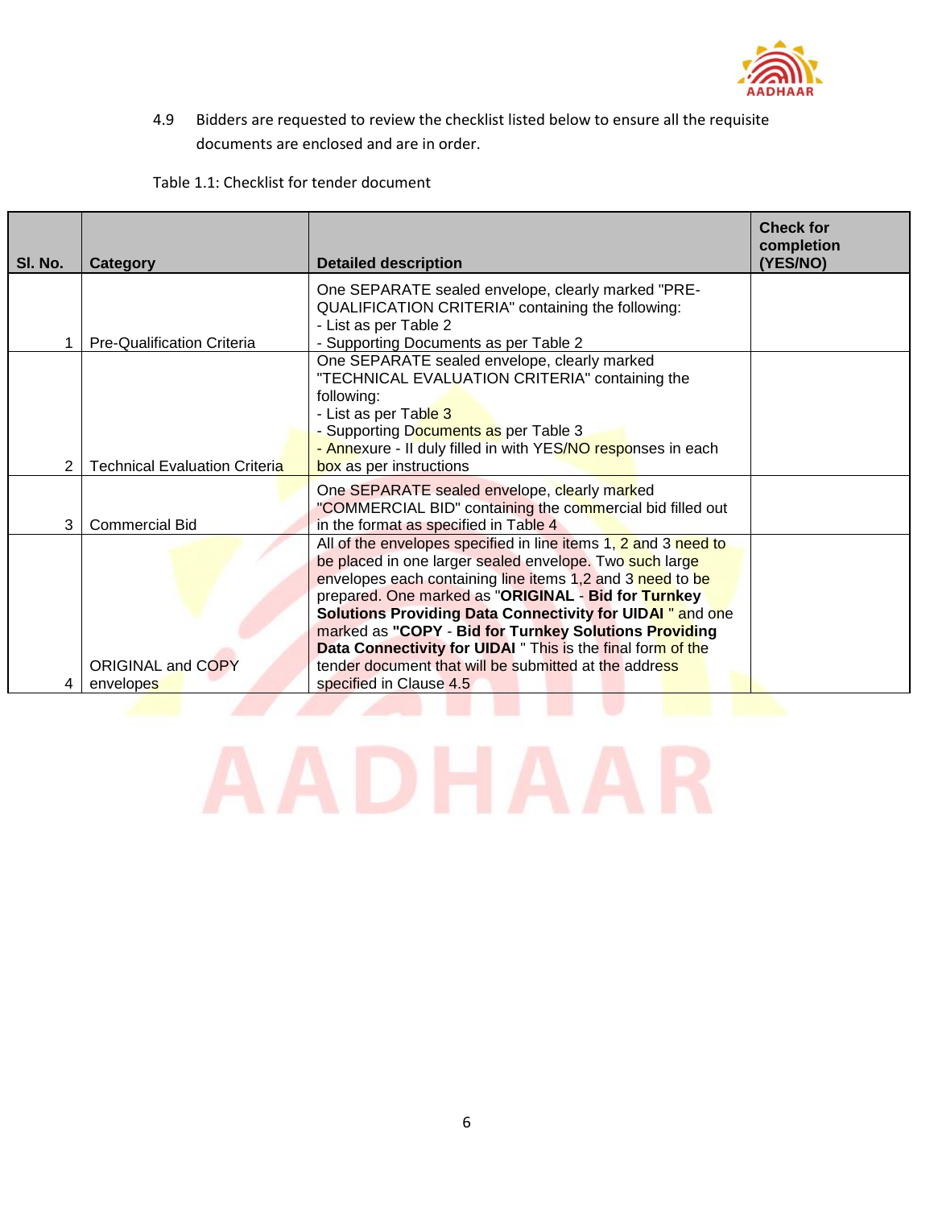4.9 Bidders are requested to review the checklist listed below to ensure all the requisite documents are enclosed and are in order.

Table 1.1: Checklist for tender document

| Sl. No. | Category | Detailed description | Check for completion (YES/NO) |
|---|---|---|---|
| 1 | Pre-Qualification Criteria | One SEPARATE sealed envelope, clearly marked "PRE-QUALIFICATION CRITERIA" containing the following:<br>- List as per Table 2<br>- Supporting Documents as per Table 2 | |
| 2 | Technical Evaluation Criteria | One SEPARATE sealed envelope, clearly marked "TECHNICAL EVALUATION CRITERIA" containing the following:<br>- List as per Table 3<br>- Supporting Documents as per Table 3<br>- Annexure - II duly filled in with YES/NO responses in each box as per instructions | |
| 3 | Commercial Bid | One SEPARATE sealed envelope, clearly marked "COMMERCIAL BID" containing the commercial bid filled out in the format as specified in Table 4 | |
| 4 | ORIGINAL and COPY envelopes | All of the envelopes specified in line items 1, 2 and 3 need to be placed in one larger sealed envelope. Two such large envelopes each containing line items 1,2 and 3 need to be prepared. One marked as "**ORIGINAL** - **Bid for Turnkey Solutions Providing Data Connectivity for UIDAI** " and one marked as **"COPY** - **Bid for Turnkey Solutions Providing Data Connectivity for UIDAI** " This is the final form of the tender document that will be submitted at the address specified in Clause 4.5 | |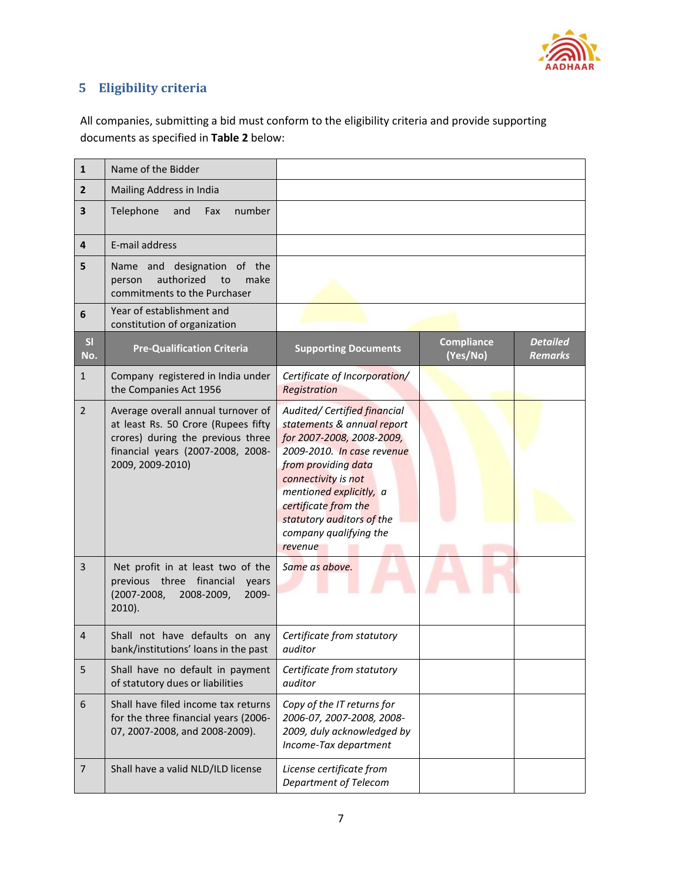## 5 Eligibility criteria

All companies, submitting a bid must conform to the eligibility criteria and provide supporting documents as specified in **Table 2** below:

| | | | | |
|---|---|---|---|---|
| **1** | Name of the Bidder | | | |
| **2** | Mailing Address in India | | | |
| **3** | Telephone and Fax number | | | |
| **4** | E-mail address | | | |
| **5** | Name and designation of the person authorized to make commitments to the Purchaser | | | |
| **6** | Year of establishment and constitution of organization | | | |
| **Sl No.** | **Pre-Qualification Criteria** | **Supporting Documents** | **Compliance (Yes/No)** | ***Detailed Remarks*** |
| 1 | Company registered in India under the Companies Act 1956 | *Certificate of Incorporation/ Registration* | | |
| 2 | Average overall annual turnover of at least Rs. 50 Crore (Rupees fifty crores) during the previous three financial years (2007-2008, 2008-2009, 2009-2010) | *Audited/ Certified financial statements & annual report for 2007-2008, 2008-2009, 2009-2010. In case revenue from providing data connectivity is not mentioned explicitly, a certificate from the statutory auditors of the company qualifying the revenue* | | |
| 3 | Net profit in at least two of the previous three financial years (2007-2008, 2008-2009, 2009-2010). | *Same as above.* | | |
| 4 | Shall not have defaults on any bank/institutions' loans in the past | *Certificate from statutory auditor* | | |
| 5 | Shall have no default in payment of statutory dues or liabilities | *Certificate from statutory auditor* | | |
| 6 | Shall have filed income tax returns for the three financial years (2006-07, 2007-2008, and 2008-2009). | *Copy of the IT returns for 2006-07, 2007-2008, 2008-2009, duly acknowledged by Income-Tax department* | | |
| 7 | Shall have a valid NLD/ILD license | *License certificate from Department of Telecom* | | |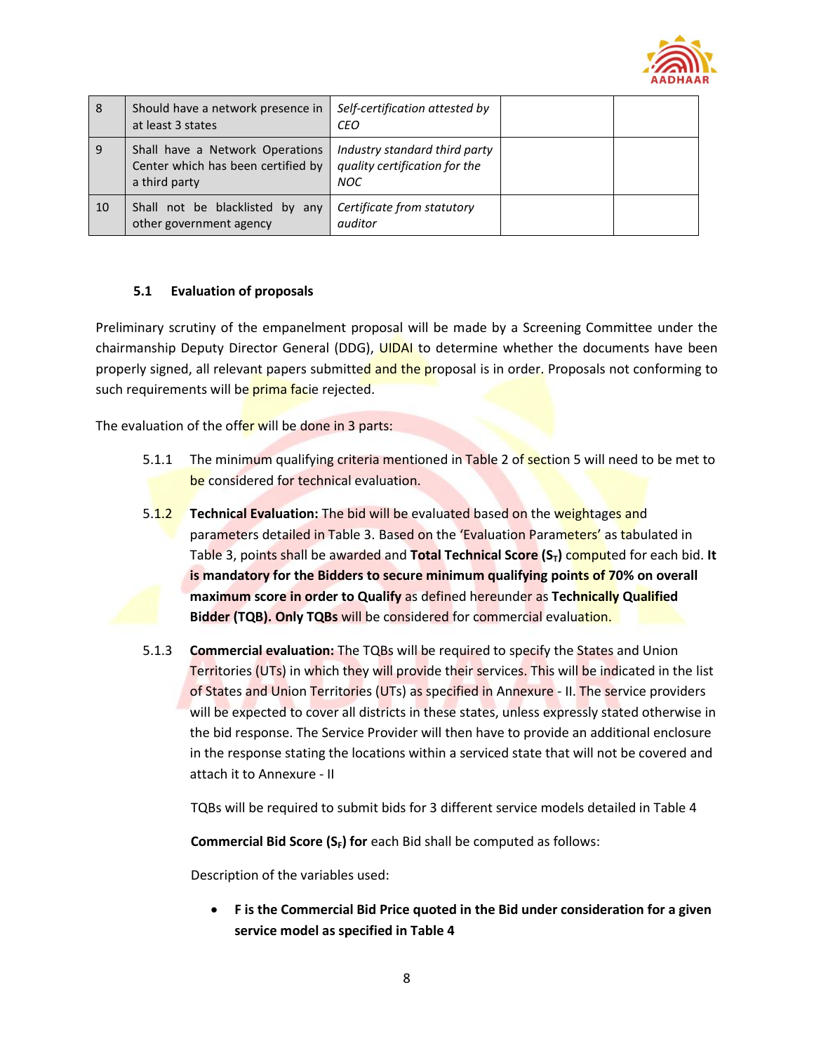| 8 | Should have a network presence in at least 3 states | *Self-certification attested by CEO* | | |
|---|---|---|---|---|
| 9 | Shall have a Network Operations Center which has been certified by a third party | *Industry standard third party quality certification for the NOC* | | |
| 10 | Shall not be blacklisted by any other government agency | *Certificate from statutory auditor* | | |

### 5.1 Evaluation of proposals

Preliminary scrutiny of the empanelment proposal will be made by a Screening Committee under the chairmanship Deputy Director General (DDG), UIDAI to determine whether the documents have been properly signed, all relevant papers submitted and the proposal is in order. Proposals not conforming to such requirements will be prima facie rejected.

The evaluation of the offer will be done in 3 parts:

5.1.1 The minimum qualifying criteria mentioned in Table 2 of section 5 will need to be met to be considered for technical evaluation.

5.1.2 **Technical Evaluation:** The bid will be evaluated based on the weightages and parameters detailed in Table 3. Based on the 'Evaluation Parameters' as tabulated in Table 3, points shall be awarded and **Total Technical Score ($S_T$)** computed for each bid. **It is mandatory for the Bidders to secure minimum qualifying points of 70% on overall maximum score in order to Qualify** as defined hereunder as **Technically Qualified Bidder (TQB). Only TQBs** will be considered for commercial evaluation.

5.1.3 **Commercial evaluation:** The TQBs will be required to specify the States and Union Territories (UTs) in which they will provide their services. This will be indicated in the list of States and Union Territories (UTs) as specified in Annexure - II. The service providers will be expected to cover all districts in these states, unless expressly stated otherwise in the bid response. The Service Provider will then have to provide an additional enclosure in the response stating the locations within a serviced state that will not be covered and attach it to Annexure - II

TQBs will be required to submit bids for 3 different service models detailed in Table 4

**Commercial Bid Score ($S_F$) for** each Bid shall be computed as follows:

Description of the variables used:

- **F is the Commercial Bid Price quoted in the Bid under consideration for a given service model as specified in Table 4**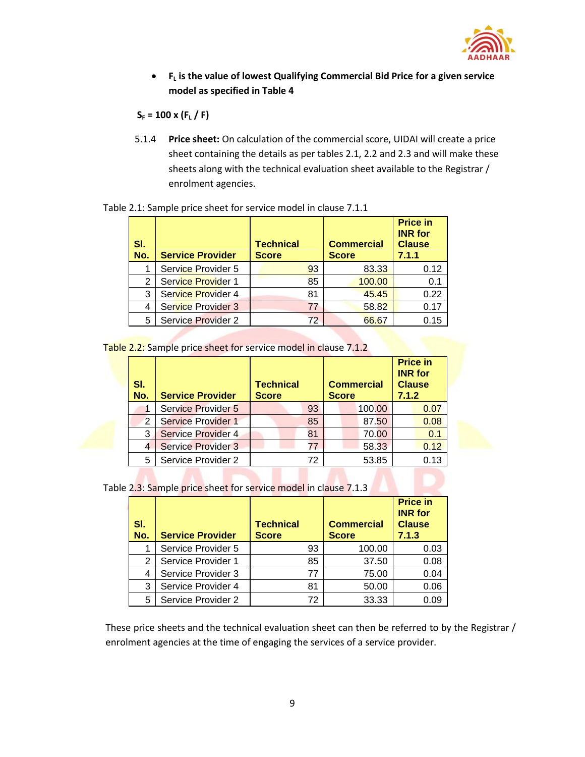- **$F_L$ is the value of lowest Qualifying Commercial Bid Price for a given service model as specified in Table 4**

$$S_F = 100 \times (F_L / F)$$

5.1.4 **Price sheet:** On calculation of the commercial score, UIDAI will create a price sheet containing the details as per tables 2.1, 2.2 and 2.3 and will make these sheets along with the technical evaluation sheet available to the Registrar / enrolment agencies.

Table 2.1: Sample price sheet for service model in clause 7.1.1

| Sl. No. | Service Provider | Technical Score | Commercial Score | Price in INR for Clause 7.1.1 |
|---|---|---|---|---|
| 1 | Service Provider 5 | 93 | 83.33 | 0.12 |
| 2 | Service Provider 1 | 85 | 100.00 | 0.1 |
| 3 | Service Provider 4 | 81 | 45.45 | 0.22 |
| 4 | Service Provider 3 | 77 | 58.82 | 0.17 |
| 5 | Service Provider 2 | 72 | 66.67 | 0.15 |

Table 2.2: Sample price sheet for service model in clause 7.1.2

| Sl. No. | Service Provider | Technical Score | Commercial Score | Price in INR for Clause 7.1.2 |
|---|---|---|---|---|
| 1 | Service Provider 5 | 93 | 100.00 | 0.07 |
| 2 | Service Provider 1 | 85 | 87.50 | 0.08 |
| 3 | Service Provider 4 | 81 | 70.00 | 0.1 |
| 4 | Service Provider 3 | 77 | 58.33 | 0.12 |
| 5 | Service Provider 2 | 72 | 53.85 | 0.13 |

Table 2.3: Sample price sheet for service model in clause 7.1.3

| Sl. No. | Service Provider | Technical Score | Commercial Score | Price in INR for Clause 7.1.3 |
|---|---|---|---|---|
| 1 | Service Provider 5 | 93 | 100.00 | 0.03 |
| 2 | Service Provider 1 | 85 | 37.50 | 0.08 |
| 4 | Service Provider 3 | 77 | 75.00 | 0.04 |
| 3 | Service Provider 4 | 81 | 50.00 | 0.06 |
| 5 | Service Provider 2 | 72 | 33.33 | 0.09 |

These price sheets and the technical evaluation sheet can then be referred to by the Registrar / enrolment agencies at the time of engaging the services of a service provider.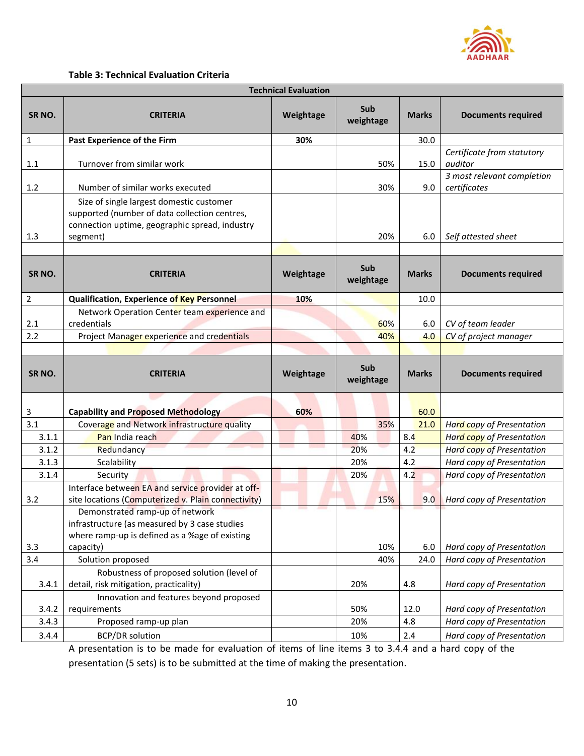**Table 3: Technical Evaluation Criteria**

| Technical Evaluation | | | | | |
|---|---|---|---|---|---|
| **SR NO.** | **CRITERIA** | **Weightage** | **Sub weightage** | **Marks** | **Documents required** |
| 1 | **Past Experience of the Firm** | **30%** | | 30.0 | |
| 1.1 | Turnover from similar work | | 50% | 15.0 | *Certificate from statutory auditor* |
| 1.2 | Number of similar works executed | | 30% | 9.0 | *3 most relevant completion certificates* |
| 1.3 | Size of single largest domestic customer supported (number of data collection centres, connection uptime, geographic spread, industry segment) | | 20% | 6.0 | *Self attested sheet* |
| | | | | | |
| **SR NO.** | **CRITERIA** | **Weightage** | **Sub weightage** | **Marks** | **Documents required** |
| 2 | **Qualification, Experience of Key Personnel** | **10%** | | 10.0 | |
| 2.1 | Network Operation Center team experience and credentials | | 60% | 6.0 | *CV of team leader* |
| 2.2 | Project Manager experience and credentials | | 40% | 4.0 | *CV of project manager* |
| | | | | | |
| **SR NO.** | **CRITERIA** | **Weightage** | **Sub weightage** | **Marks** | **Documents required** |
| 3 | **Capability and Proposed Methodology** | **60%** | | 60.0 | |
| 3.1 | Coverage and Network infrastructure quality | | 35% | 21.0 | *Hard copy of Presentation* |
| 3.1.1 | Pan India reach | | 40% | 8.4 | *Hard copy of Presentation* |
| 3.1.2 | Redundancy | | 20% | 4.2 | *Hard copy of Presentation* |
| 3.1.3 | Scalability | | 20% | 4.2 | *Hard copy of Presentation* |
| 3.1.4 | Security | | 20% | 4.2 | *Hard copy of Presentation* |
| 3.2 | Interface between EA and service provider at off-site locations (Computerized v. Plain connectivity) | | 15% | 9.0 | *Hard copy of Presentation* |
| 3.3 | Demonstrated ramp-up of network infrastructure (as measured by 3 case studies where ramp-up is defined as a %age of existing capacity) | | 10% | 6.0 | *Hard copy of Presentation* |
| 3.4 | Solution proposed | | 40% | 24.0 | *Hard copy of Presentation* |
| 3.4.1 | Robustness of proposed solution (level of detail, risk mitigation, practicality) | | 20% | 4.8 | *Hard copy of Presentation* |
| 3.4.2 | Innovation and features beyond proposed requirements | | 50% | 12.0 | *Hard copy of Presentation* |
| 3.4.3 | Proposed ramp-up plan | | 20% | 4.8 | *Hard copy of Presentation* |
| 3.4.4 | BCP/DR solution | | 10% | 2.4 | *Hard copy of Presentation* |

A presentation is to be made for evaluation of items of line items 3 to 3.4.4 and a hard copy of the presentation (5 sets) is to be submitted at the time of making the presentation.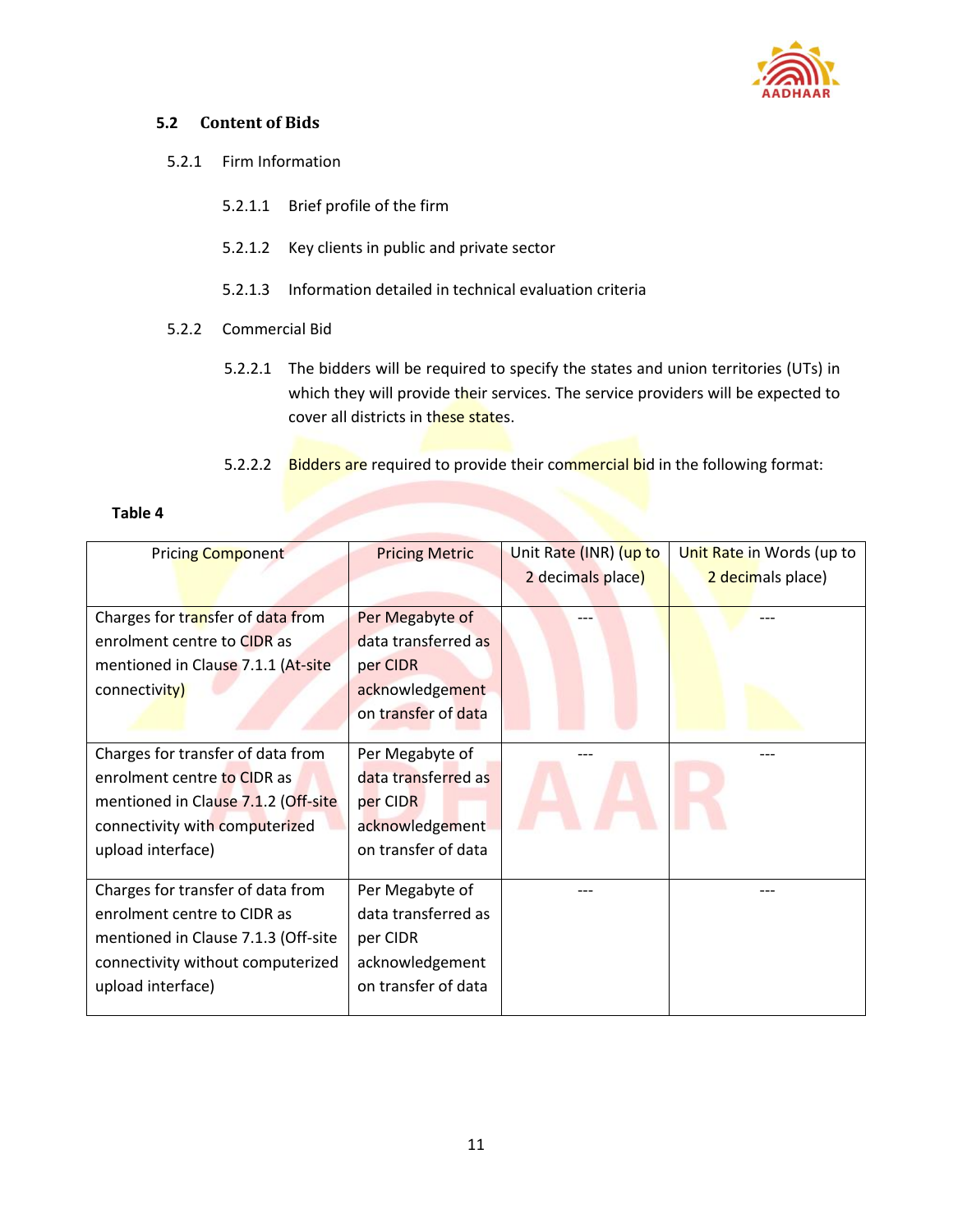### 5.2 Content of Bids

5.2.1 Firm Information

5.2.1.1 Brief profile of the firm

5.2.1.2 Key clients in public and private sector

5.2.1.3 Information detailed in technical evaluation criteria

5.2.2 Commercial Bid

5.2.2.1 The bidders will be required to specify the states and union territories (UTs) in which they will provide their services. The service providers will be expected to cover all districts in these states.

5.2.2.2 Bidders are required to provide their commercial bid in the following format:

**Table 4**

| Pricing Component | Pricing Metric | Unit Rate (INR) (up to 2 decimals place) | Unit Rate in Words (up to 2 decimals place) |
|---|---|---|---|
| Charges for transfer of data from enrolment centre to CIDR as mentioned in Clause 7.1.1 (At-site connectivity) | Per Megabyte of data transferred as per CIDR acknowledgement on transfer of data | --- | --- |
| Charges for transfer of data from enrolment centre to CIDR as mentioned in Clause 7.1.2 (Off-site connectivity with computerized upload interface) | Per Megabyte of data transferred as per CIDR acknowledgement on transfer of data | --- | --- |
| Charges for transfer of data from enrolment centre to CIDR as mentioned in Clause 7.1.3 (Off-site connectivity without computerized upload interface) | Per Megabyte of data transferred as per CIDR acknowledgement on transfer of data | --- | --- |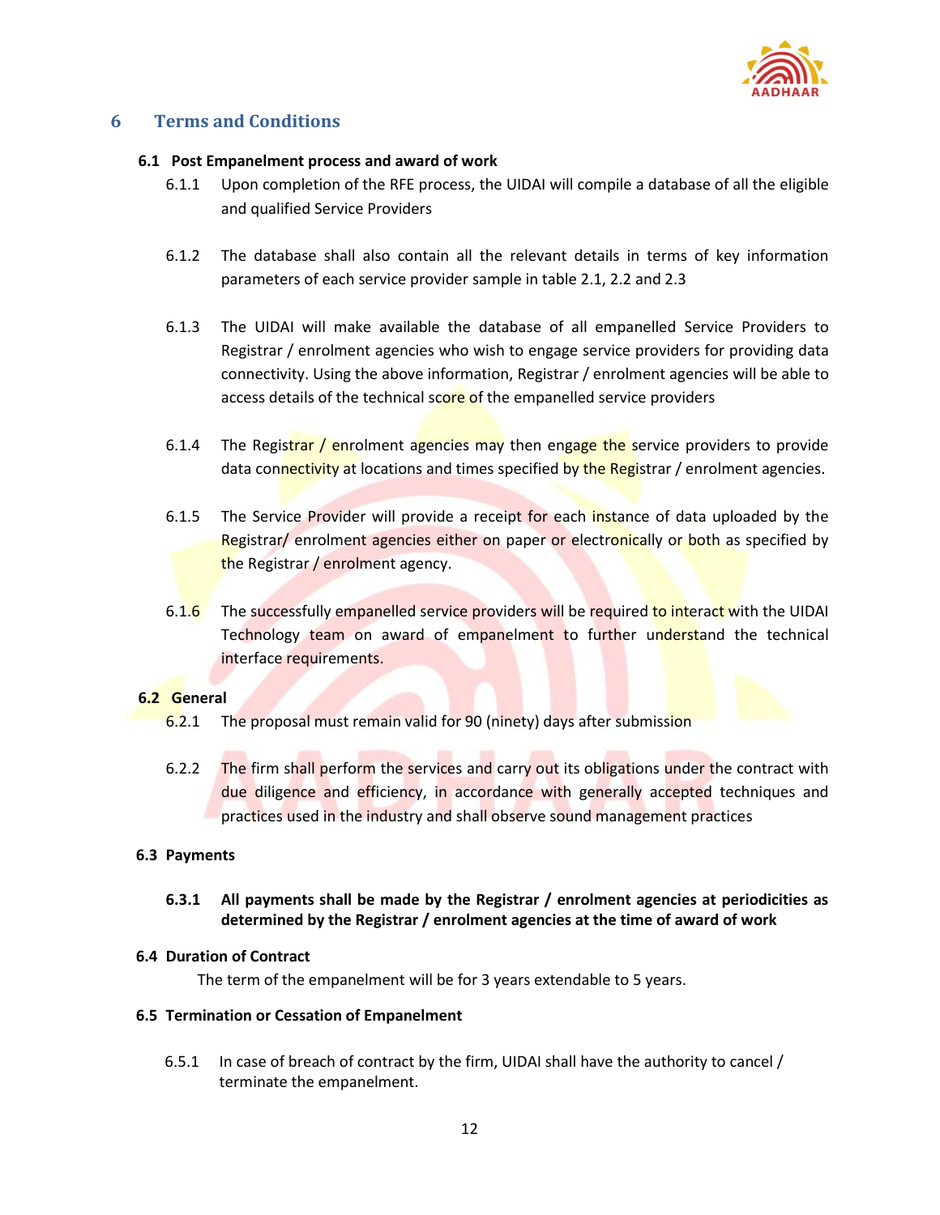# 6 Terms and Conditions

## 6.1 Post Empanelment process and award of work

6.1.1 Upon completion of the RFE process, the UIDAI will compile a database of all the eligible and qualified Service Providers

6.1.2 The database shall also contain all the relevant details in terms of key information parameters of each service provider sample in table 2.1, 2.2 and 2.3

6.1.3 The UIDAI will make available the database of all empanelled Service Providers to Registrar / enrolment agencies who wish to engage service providers for providing data connectivity. Using the above information, Registrar / enrolment agencies will be able to access details of the technical score of the empanelled service providers

6.1.4 The Registrar / enrolment agencies may then engage the service providers to provide data connectivity at locations and times specified by the Registrar / enrolment agencies.

6.1.5 The Service Provider will provide a receipt for each instance of data uploaded by the Registrar/ enrolment agencies either on paper or electronically or both as specified by the Registrar / enrolment agency.

6.1.6 The successfully empanelled service providers will be required to interact with the UIDAI Technology team on award of empanelment to further understand the technical interface requirements.

## 6.2 General

6.2.1 The proposal must remain valid for 90 (ninety) days after submission

6.2.2 The firm shall perform the services and carry out its obligations under the contract with due diligence and efficiency, in accordance with generally accepted techniques and practices used in the industry and shall observe sound management practices

## 6.3 Payments

**6.3.1 All payments shall be made by the Registrar / enrolment agencies at periodicities as determined by the Registrar / enrolment agencies at the time of award of work**

## 6.4 Duration of Contract

The term of the empanelment will be for 3 years extendable to 5 years.

## 6.5 Termination or Cessation of Empanelment

6.5.1 In case of breach of contract by the firm, UIDAI shall have the authority to cancel / terminate the empanelment.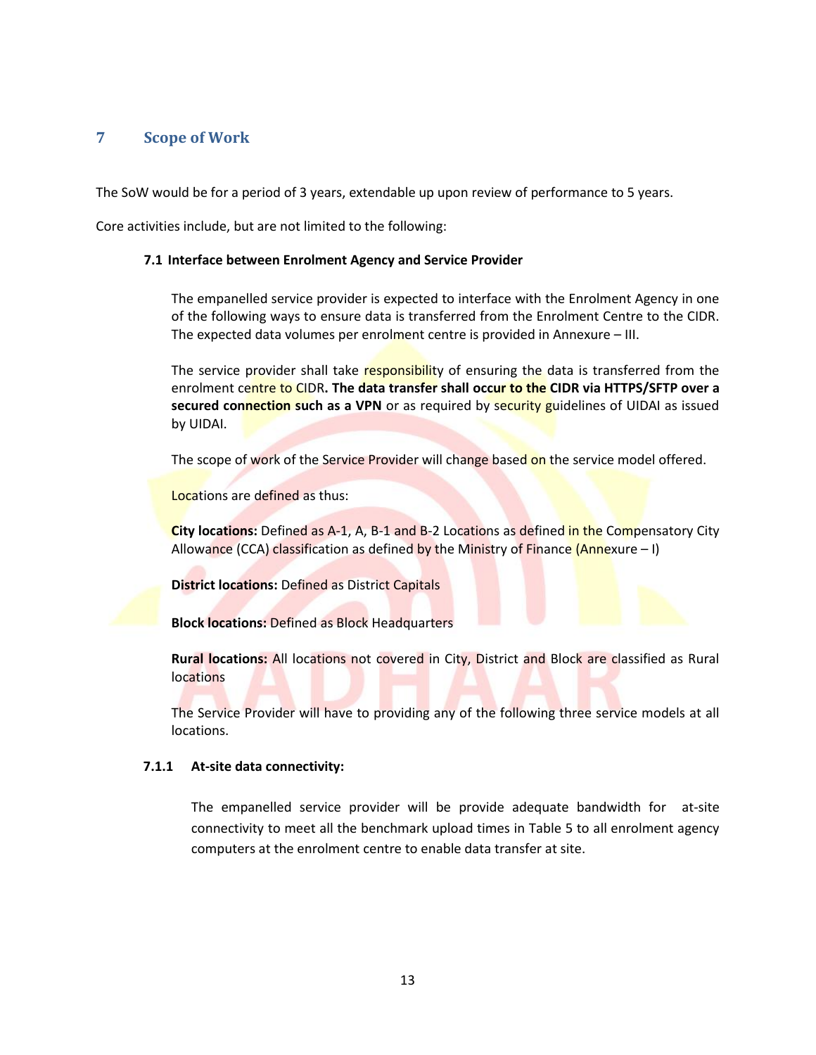# 7 Scope of Work

The SoW would be for a period of 3 years, extendable up upon review of performance to 5 years.

Core activities include, but are not limited to the following:

## 7.1 Interface between Enrolment Agency and Service Provider

The empanelled service provider is expected to interface with the Enrolment Agency in one of the following ways to ensure data is transferred from the Enrolment Centre to the CIDR. The expected data volumes per enrolment centre is provided in Annexure – III.

The service provider shall take responsibility of ensuring the data is transferred from the enrolment centre to CIDR**. The data transfer shall occur to the CIDR via HTTPS/SFTP over a secured connection such as a VPN** or as required by security guidelines of UIDAI as issued by UIDAI.

The scope of work of the Service Provider will change based on the service model offered.

Locations are defined as thus:

**City locations:** Defined as A-1, A, B-1 and B-2 Locations as defined in the Compensatory City Allowance (CCA) classification as defined by the Ministry of Finance (Annexure – I)

**District locations:** Defined as District Capitals

**Block locations:** Defined as Block Headquarters

**Rural locations:** All locations not covered in City, District and Block are classified as Rural locations

The Service Provider will have to providing any of the following three service models at all locations.

### 7.1.1 At-site data connectivity:

The empanelled service provider will be provide adequate bandwidth for at-site connectivity to meet all the benchmark upload times in Table 5 to all enrolment agency computers at the enrolment centre to enable data transfer at site.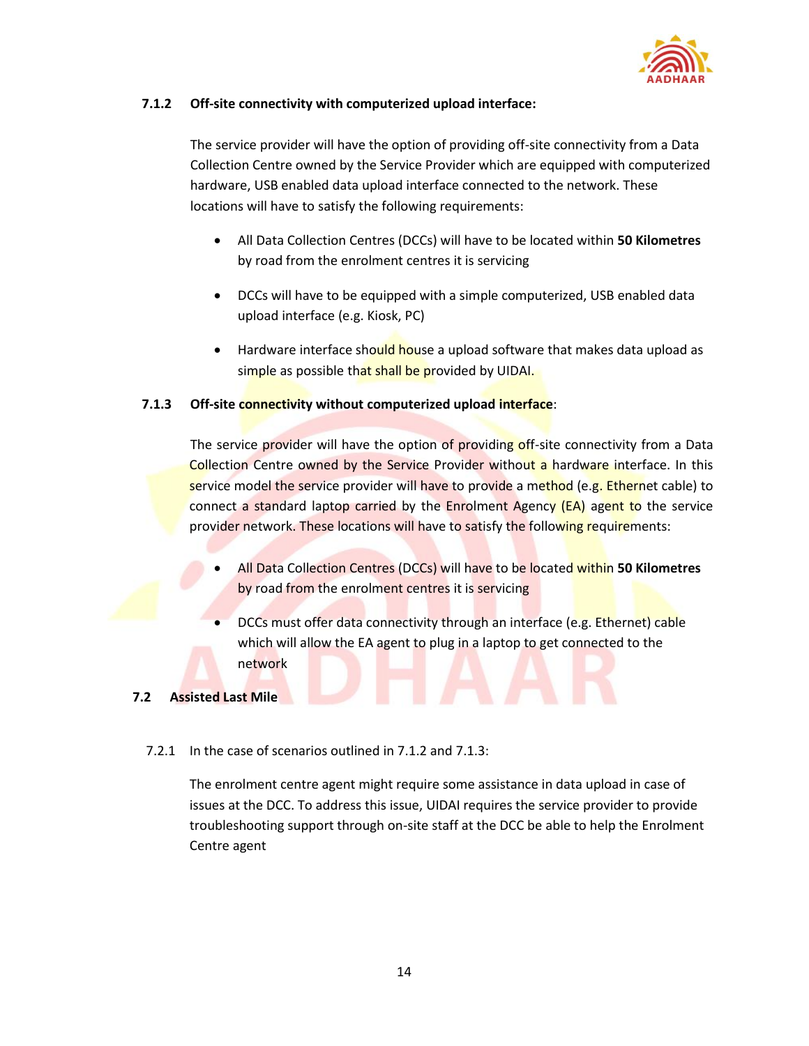#### 7.1.2 Off-site connectivity with computerized upload interface:

The service provider will have the option of providing off-site connectivity from a Data Collection Centre owned by the Service Provider which are equipped with computerized hardware, USB enabled data upload interface connected to the network. These locations will have to satisfy the following requirements:

- All Data Collection Centres (DCCs) will have to be located within **50 Kilometres** by road from the enrolment centres it is servicing
- DCCs will have to be equipped with a simple computerized, USB enabled data upload interface (e.g. Kiosk, PC)
- Hardware interface should house a upload software that makes data upload as simple as possible that shall be provided by UIDAI.

#### 7.1.3 Off-site connectivity without computerized upload interface:

The service provider will have the option of providing off-site connectivity from a Data Collection Centre owned by the Service Provider without a hardware interface. In this service model the service provider will have to provide a method (e.g. Ethernet cable) to connect a standard laptop carried by the Enrolment Agency (EA) agent to the service provider network. These locations will have to satisfy the following requirements:

- All Data Collection Centres (DCCs) will have to be located within **50 Kilometres** by road from the enrolment centres it is servicing
- DCCs must offer data connectivity through an interface (e.g. Ethernet) cable which will allow the EA agent to plug in a laptop to get connected to the network

### 7.2 Assisted Last Mile

7.2.1 In the case of scenarios outlined in 7.1.2 and 7.1.3:

The enrolment centre agent might require some assistance in data upload in case of issues at the DCC. To address this issue, UIDAI requires the service provider to provide troubleshooting support through on-site staff at the DCC be able to help the Enrolment Centre agent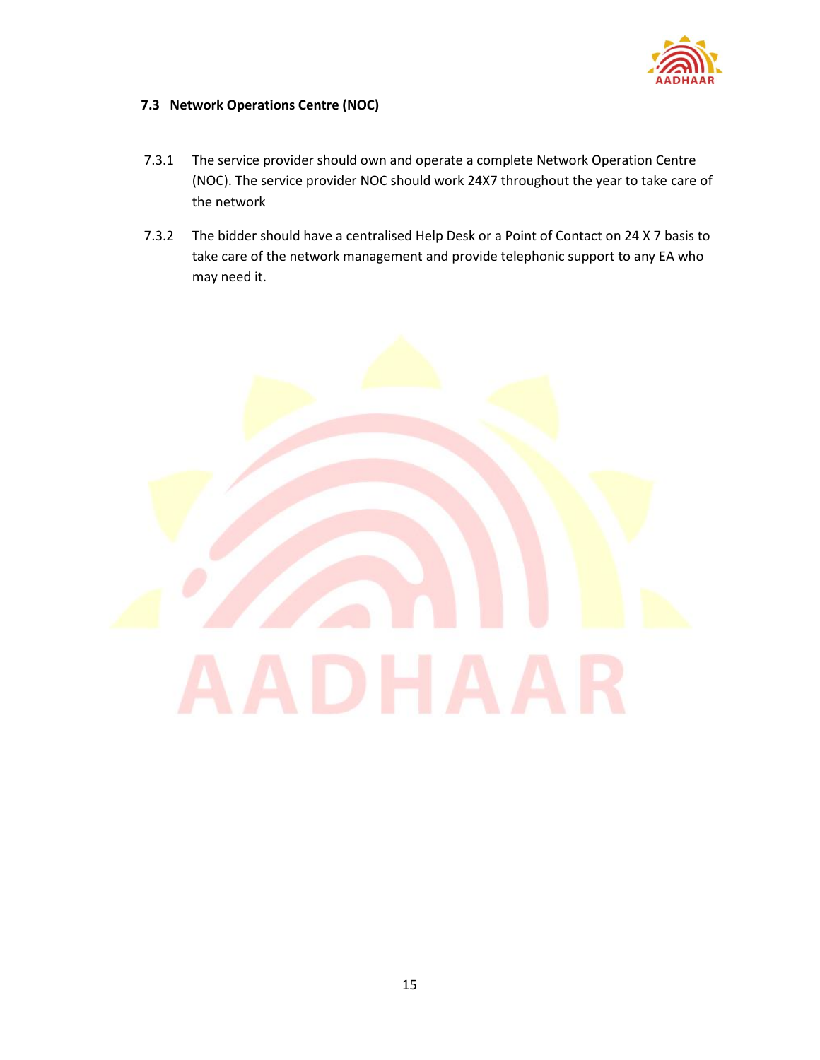### 7.3 Network Operations Centre (NOC)

7.3.1 The service provider should own and operate a complete Network Operation Centre (NOC). The service provider NOC should work 24X7 throughout the year to take care of the network

7.3.2 The bidder should have a centralised Help Desk or a Point of Contact on 24 X 7 basis to take care of the network management and provide telephonic support to any EA who may need it.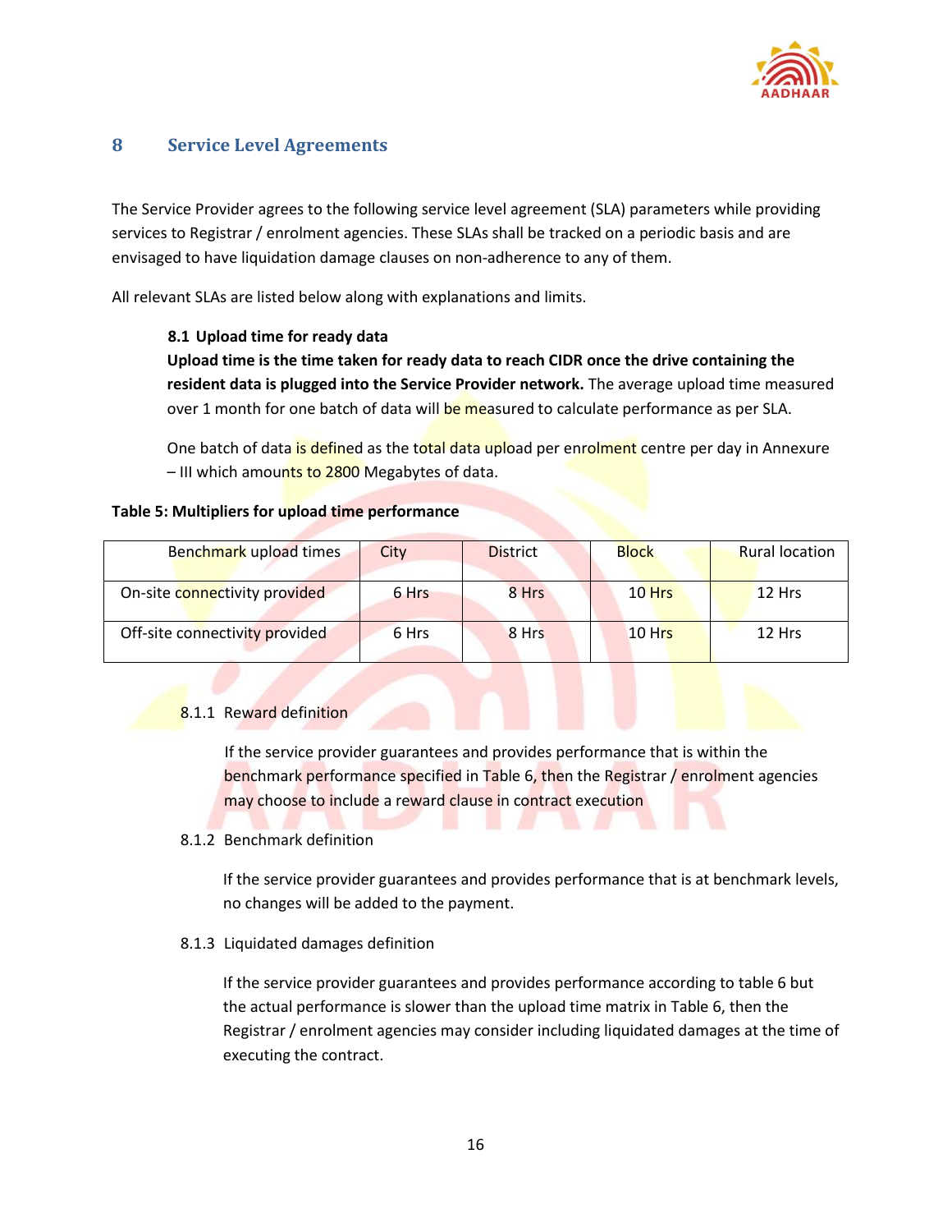## 8 Service Level Agreements

The Service Provider agrees to the following service level agreement (SLA) parameters while providing services to Registrar / enrolment agencies. These SLAs shall be tracked on a periodic basis and are envisaged to have liquidation damage clauses on non-adherence to any of them.

All relevant SLAs are listed below along with explanations and limits.

### 8.1 Upload time for ready data

**Upload time is the time taken for ready data to reach CIDR once the drive containing the resident data is plugged into the Service Provider network.** The average upload time measured over 1 month for one batch of data will be measured to calculate performance as per SLA.

One batch of data is defined as the total data upload per enrolment centre per day in Annexure – III which amounts to 2800 Megabytes of data.

**Table 5: Multipliers for upload time performance**

| Benchmark upload times | City | District | Block | Rural location |
|---|---|---|---|---|
| On-site connectivity provided | 6 Hrs | 8 Hrs | 10 Hrs | 12 Hrs |
| Off-site connectivity provided | 6 Hrs | 8 Hrs | 10 Hrs | 12 Hrs |

#### 8.1.1 Reward definition

If the service provider guarantees and provides performance that is within the benchmark performance specified in Table 6, then the Registrar / enrolment agencies may choose to include a reward clause in contract execution

#### 8.1.2 Benchmark definition

If the service provider guarantees and provides performance that is at benchmark levels, no changes will be added to the payment.

#### 8.1.3 Liquidated damages definition

If the service provider guarantees and provides performance according to table 6 but the actual performance is slower than the upload time matrix in Table 6, then the Registrar / enrolment agencies may consider including liquidated damages at the time of executing the contract.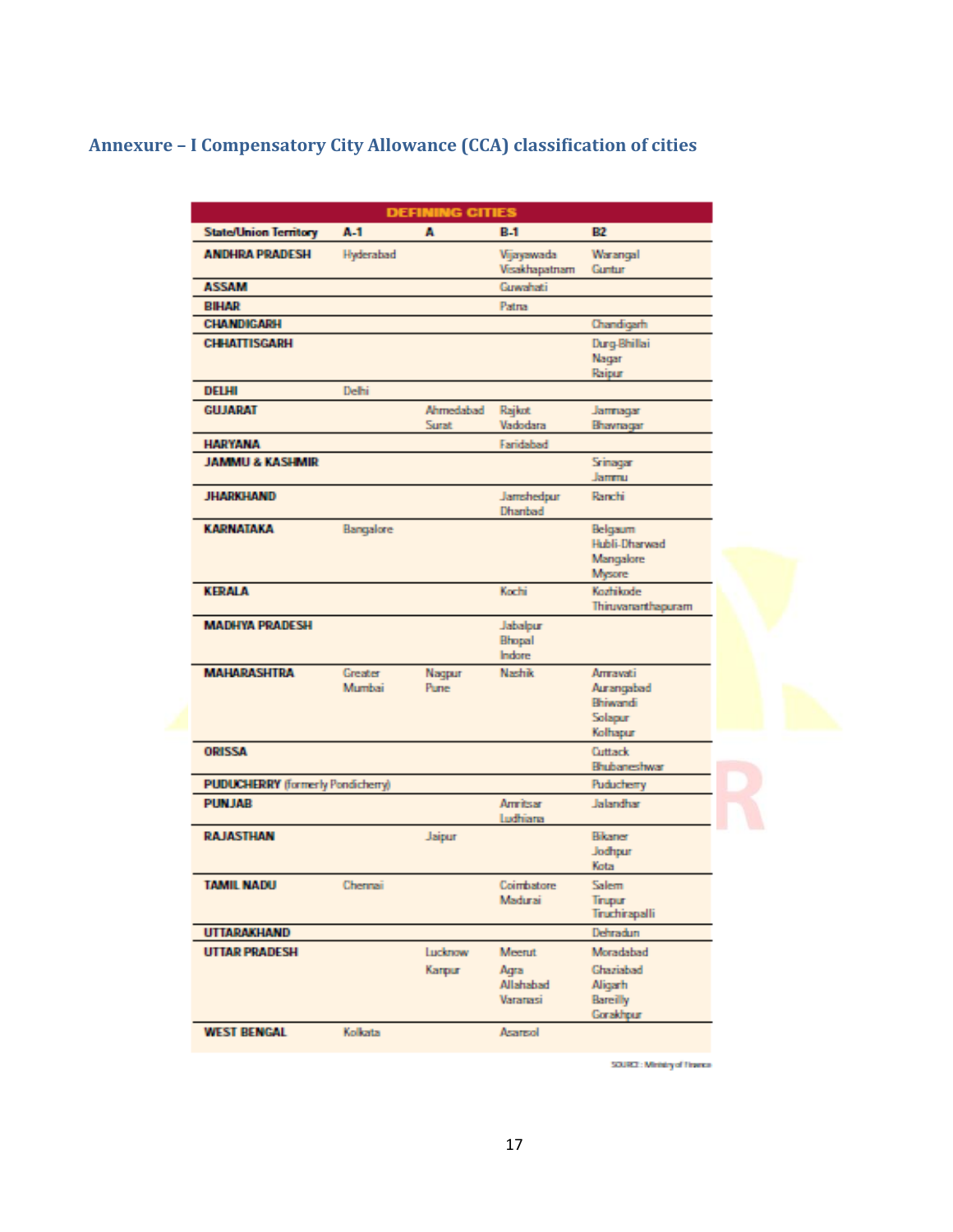## Annexure – I Compensatory City Allowance (CCA) classification of cities

| DEFINING CITIES | | | | |
|---|---|---|---|---|
| State/Union Territory | A-1 | A | B-1 | B2 |
| ANDHRA PRADESH | Hyderabad | | Vijayawada Visakhapatnam | Warangal Guntur |
| ASSAM | | | Guwahati | |
| BIHAR | | | Patna | |
| CHANDIGARH | | | | Chandigarh |
| CHHATTISGARH | | | | Durg-Bhillai Nagar Raipur |
| DELHI | Delhi | | | |
| GUJARAT | | Ahmedabad Surat | Rajkot Vadodara | Jamnagar Bhavnagar |
| HARYANA | | | Faridabad | |
| JAMMU & KASHMIR | | | | Srinagar Jammu |
| JHARKHAND | | | Jamshedpur Dhanbad | Ranchi |
| KARNATAKA | Bangalore | | | Belgaum Hubli-Dharwad Mangalore Mysore |
| KERALA | | | Kochi | Kozhikode Thiruvananthapuram |
| MADHYA PRADESH | | | Jabalpur Bhopal Indore | |
| MAHARASHTRA | Greater Mumbai | Nagpur Pune | Nashik | Amravati Aurangabad Bhiwandi Solapur Kolhapur |
| ORISSA | | | | Cuttack Bhubaneshwar |
| PUDUCHERRY (formerly Pondicherry) | | | | Puducherry |
| PUNJAB | | | Amritsar Ludhiana | Jalandhar |
| RAJASTHAN | | Jaipur | | Bikaner Jodhpur Kota |
| TAMIL NADU | Chennai | | Coimbatore Madurai | Salem Tirupur Tiruchirapalli |
| UTTARAKHAND | | | | Dehradun |
| UTTAR PRADESH | | Lucknow Kanpur | Meerut Agra Allahabad Varanasi | Moradabad Ghaziabad Aligarh Bareilly Gorakhpur |
| WEST BENGAL | Kolkata | | Asansol | |

SOURCE: Ministry of Finance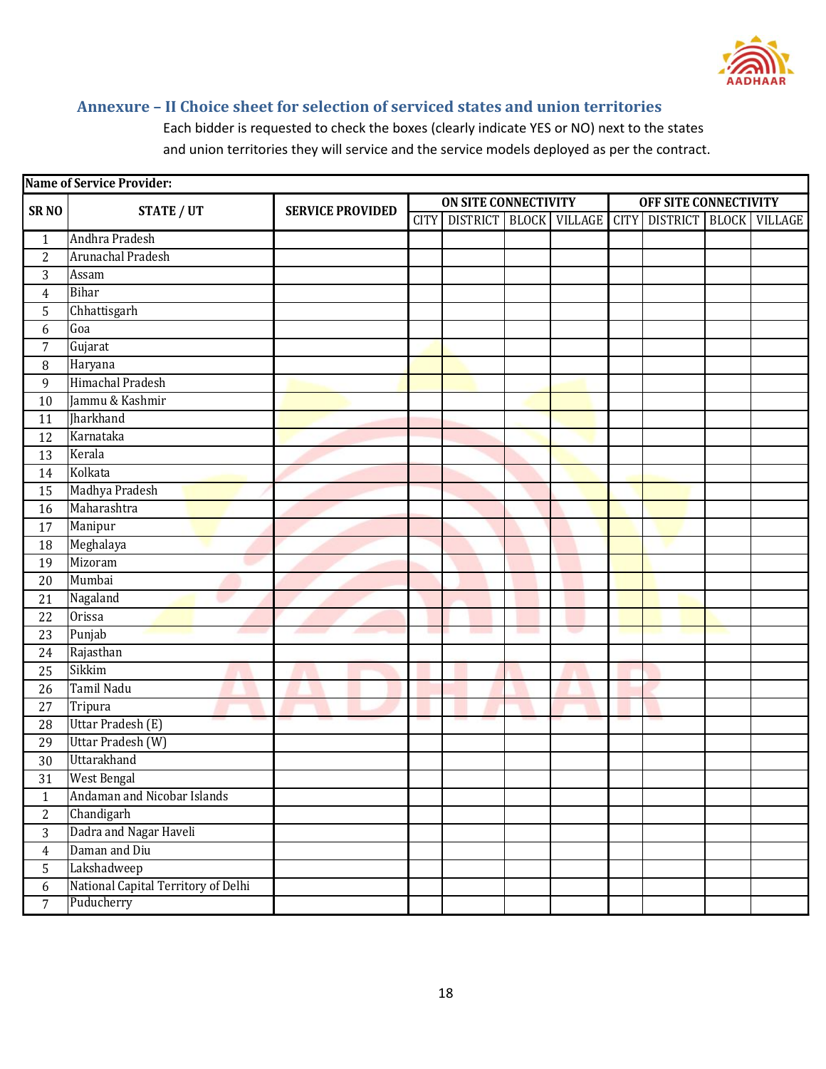## Annexure – II Choice sheet for selection of serviced states and union territories

Each bidder is requested to check the boxes (clearly indicate YES or NO) next to the states and union territories they will service and the service models deployed as per the contract.

| Name of Service Provider: | | | | | | | | | | |
|---|---|---|---|---|---|---|---|---|---|---|
| SR NO | STATE / UT | SERVICE PROVIDED | ON SITE CONNECTIVITY | | | | OFF SITE CONNECTIVITY | | | |
| | | | CITY | DISTRICT | BLOCK | VILLAGE | CITY | DISTRICT | BLOCK | VILLAGE |
| 1 | Andhra Pradesh | | | | | | | | | |
| 2 | Arunachal Pradesh | | | | | | | | | |
| 3 | Assam | | | | | | | | | |
| 4 | Bihar | | | | | | | | | |
| 5 | Chhattisgarh | | | | | | | | | |
| 6 | Goa | | | | | | | | | |
| 7 | Gujarat | | | | | | | | | |
| 8 | Haryana | | | | | | | | | |
| 9 | Himachal Pradesh | | | | | | | | | |
| 10 | Jammu & Kashmir | | | | | | | | | |
| 11 | Jharkhand | | | | | | | | | |
| 12 | Karnataka | | | | | | | | | |
| 13 | Kerala | | | | | | | | | |
| 14 | Kolkata | | | | | | | | | |
| 15 | Madhya Pradesh | | | | | | | | | |
| 16 | Maharashtra | | | | | | | | | |
| 17 | Manipur | | | | | | | | | |
| 18 | Meghalaya | | | | | | | | | |
| 19 | Mizoram | | | | | | | | | |
| 20 | Mumbai | | | | | | | | | |
| 21 | Nagaland | | | | | | | | | |
| 22 | Orissa | | | | | | | | | |
| 23 | Punjab | | | | | | | | | |
| 24 | Rajasthan | | | | | | | | | |
| 25 | Sikkim | | | | | | | | | |
| 26 | Tamil Nadu | | | | | | | | | |
| 27 | Tripura | | | | | | | | | |
| 28 | Uttar Pradesh (E) | | | | | | | | | |
| 29 | Uttar Pradesh (W) | | | | | | | | | |
| 30 | Uttarakhand | | | | | | | | | |
| 31 | West Bengal | | | | | | | | | |
| 1 | Andaman and Nicobar Islands | | | | | | | | | |
| 2 | Chandigarh | | | | | | | | | |
| 3 | Dadra and Nagar Haveli | | | | | | | | | |
| 4 | Daman and Diu | | | | | | | | | |
| 5 | Lakshadweep | | | | | | | | | |
| 6 | National Capital Territory of Delhi | | | | | | | | | |
| 7 | Puducherry | | | | | | | | | |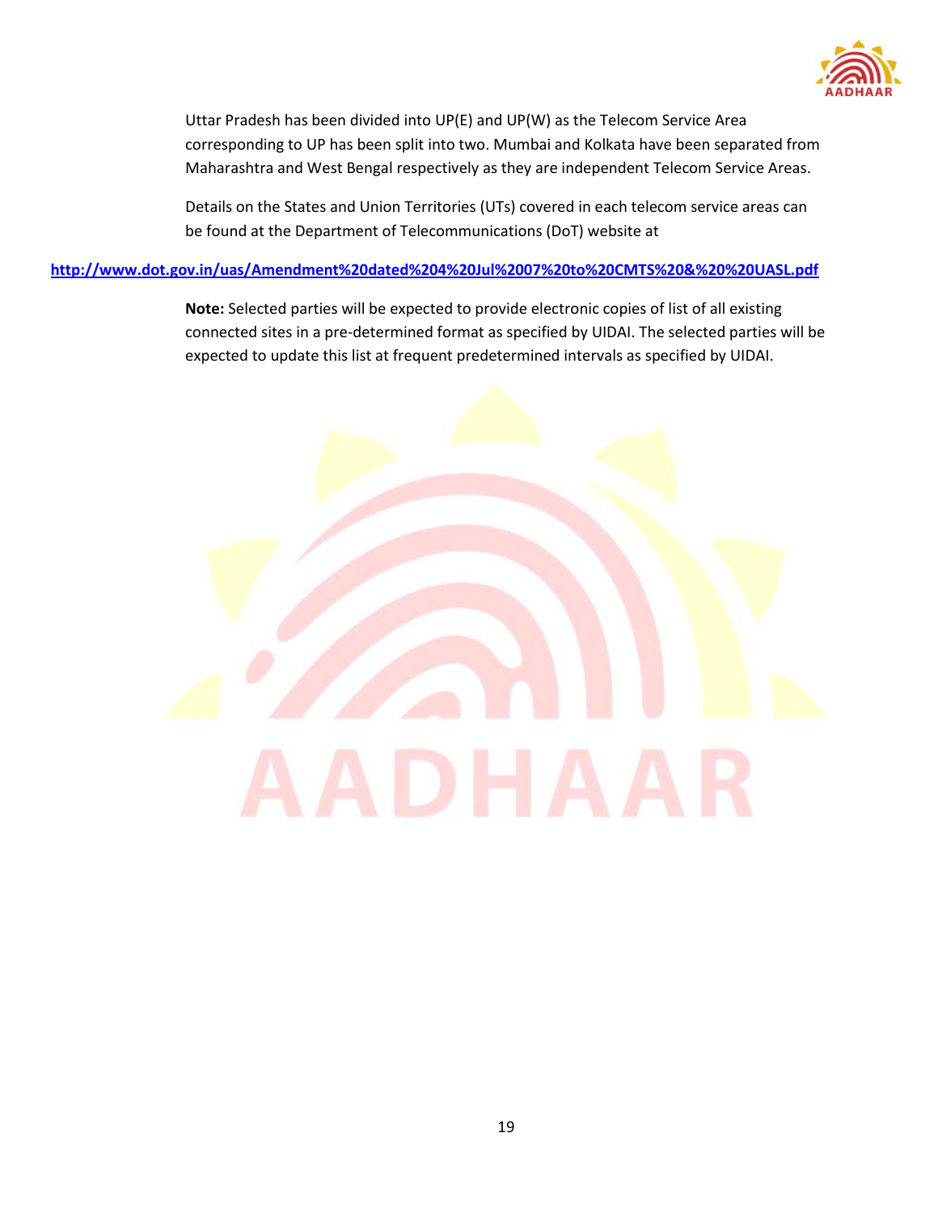Uttar Pradesh has been divided into UP(E) and UP(W) as the Telecom Service Area corresponding to UP has been split into two. Mumbai and Kolkata have been separated from Maharashtra and West Bengal respectively as they are independent Telecom Service Areas.

Details on the States and Union Territories (UTs) covered in each telecom service areas can be found at the Department of Telecommunications (DoT) website at

http://www.dot.gov.in/uas/Amendment%20dated%204%20Jul%2007%20to%20CMTS%20&%20%20UASL.pdf

**Note:** Selected parties will be expected to provide electronic copies of list of all existing connected sites in a pre-determined format as specified by UIDAI. The selected parties will be expected to update this list at frequent predetermined intervals as specified by UIDAI.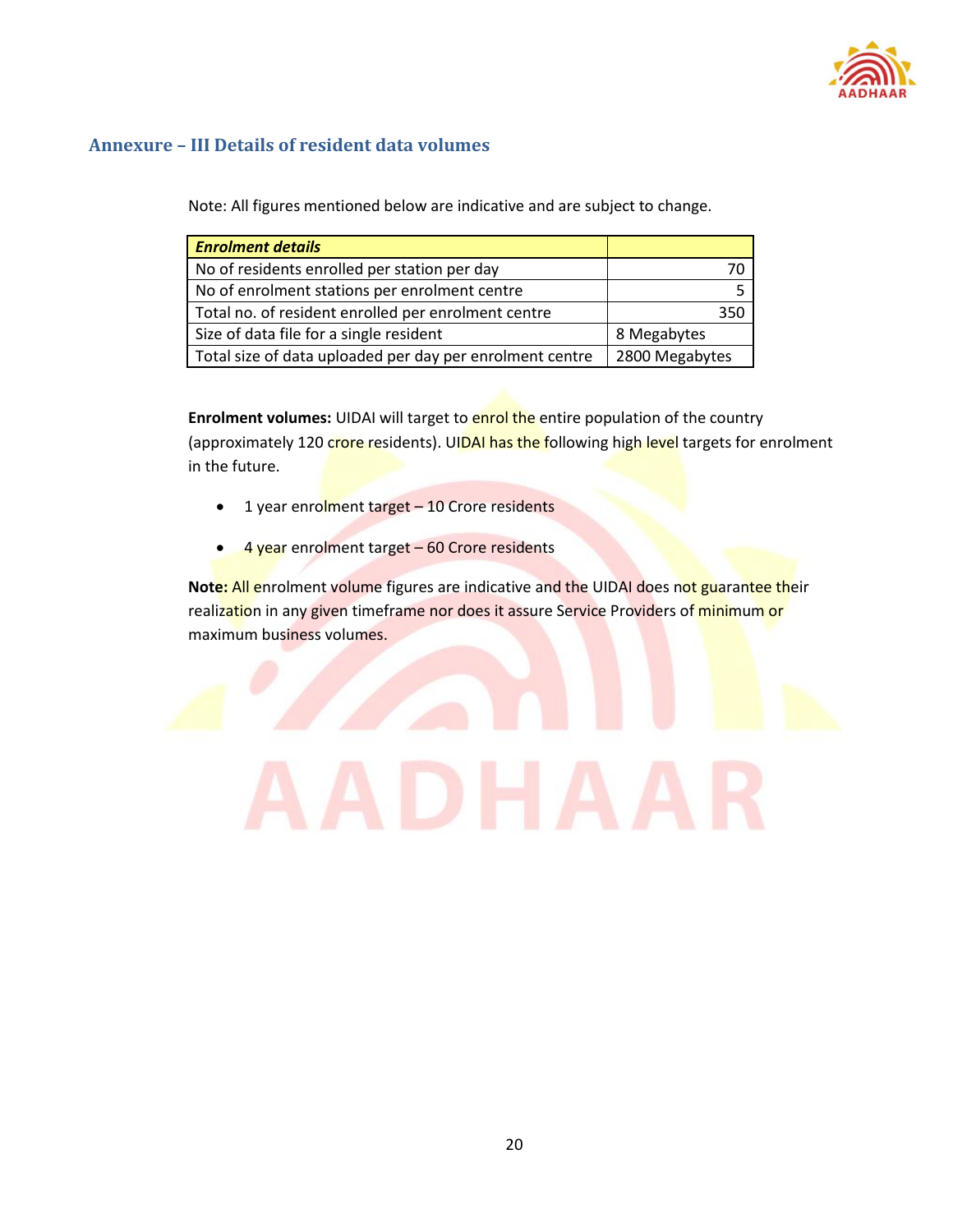## Annexure – III Details of resident data volumes

Note: All figures mentioned below are indicative and are subject to change.

| ***Enrolment details*** | |
|---|---|
| No of residents enrolled per station per day | 70 |
| No of enrolment stations per enrolment centre | 5 |
| Total no. of resident enrolled per enrolment centre | 350 |
| Size of data file for a single resident | 8 Megabytes |
| Total size of data uploaded per day per enrolment centre | 2800 Megabytes |

**Enrolment volumes:** UIDAI will target to enrol the entire population of the country (approximately 120 crore residents). UIDAI has the following high level targets for enrolment in the future.

- 1 year enrolment target – 10 Crore residents
- 4 year enrolment target – 60 Crore residents

**Note:** All enrolment volume figures are indicative and the UIDAI does not guarantee their realization in any given timeframe nor does it assure Service Providers of minimum or maximum business volumes.